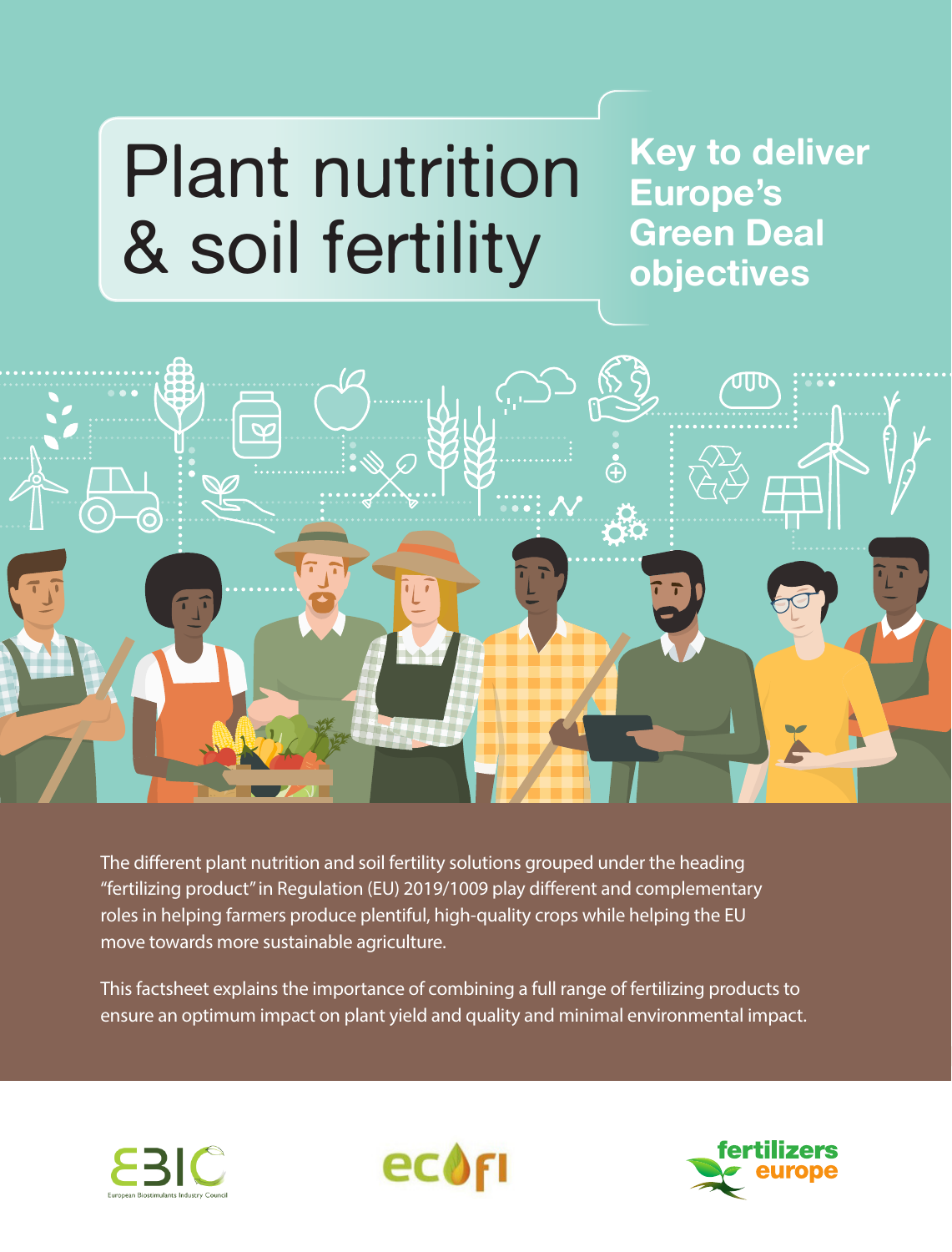# Plant nutrition & soil fertility

## Key to deliver Europe's Green Deal objectives

The different plant nutrition and soil fertility solutions grouped under the heading "fertilizing product" in Regulation (EU) 2019/1009 play different and complementary roles in helping farmers produce plentiful, high-quality crops while helping the EU move towards more sustainable agriculture.

This factsheet explains the importance of combining a full range of fertilizing products to ensure an optimum impact on plant yield and quality and minimal environmental impact.

EBIC European Biostimulants Industry Council

ecofi

fertilizers europe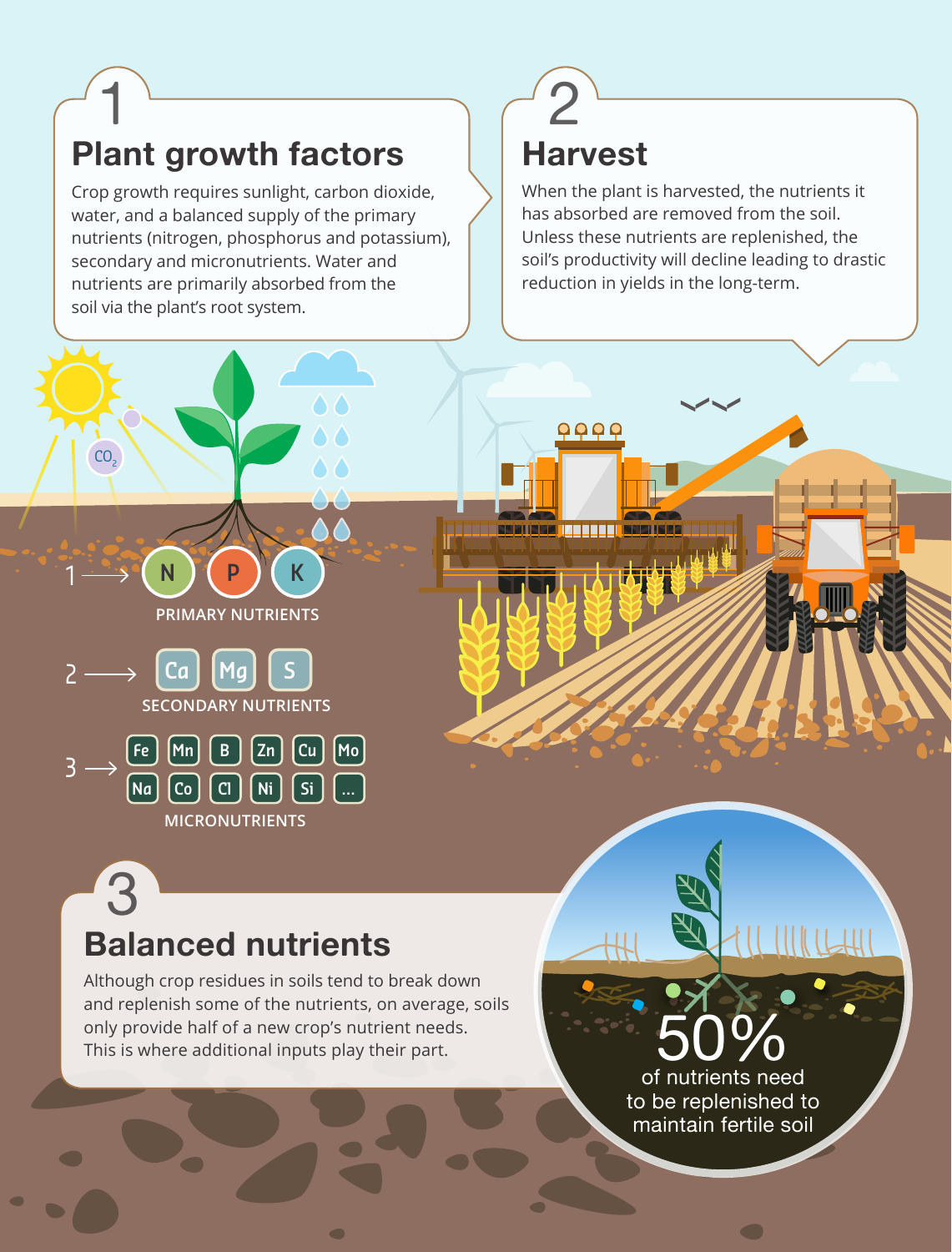## 1 Plant growth factors

Crop growth requires sunlight, carbon dioxide, water, and a balanced supply of the primary nutrients (nitrogen, phosphorus and potassium), secondary and micronutrients. Water and nutrients are primarily absorbed from the soil via the plant's root system.

$CO_2$

1 → N P K

PRIMARY NUTRIENTS

2 → Ca Mg S

SECONDARY NUTRIENTS

3 → Fe Mn B Zn Cu Mo Na Co Cl Ni Si ...

MICRONUTRIENTS

## 2 Harvest

When the plant is harvested, the nutrients it has absorbed are removed from the soil. Unless these nutrients are replenished, the soil's productivity will decline leading to drastic reduction in yields in the long-term.

## 3 Balanced nutrients

Although crop residues in soils tend to break down and replenish some of the nutrients, on average, soils only provide half of a new crop's nutrient needs. This is where additional inputs play their part.

**50%** of nutrients need to be replenished to maintain fertile soil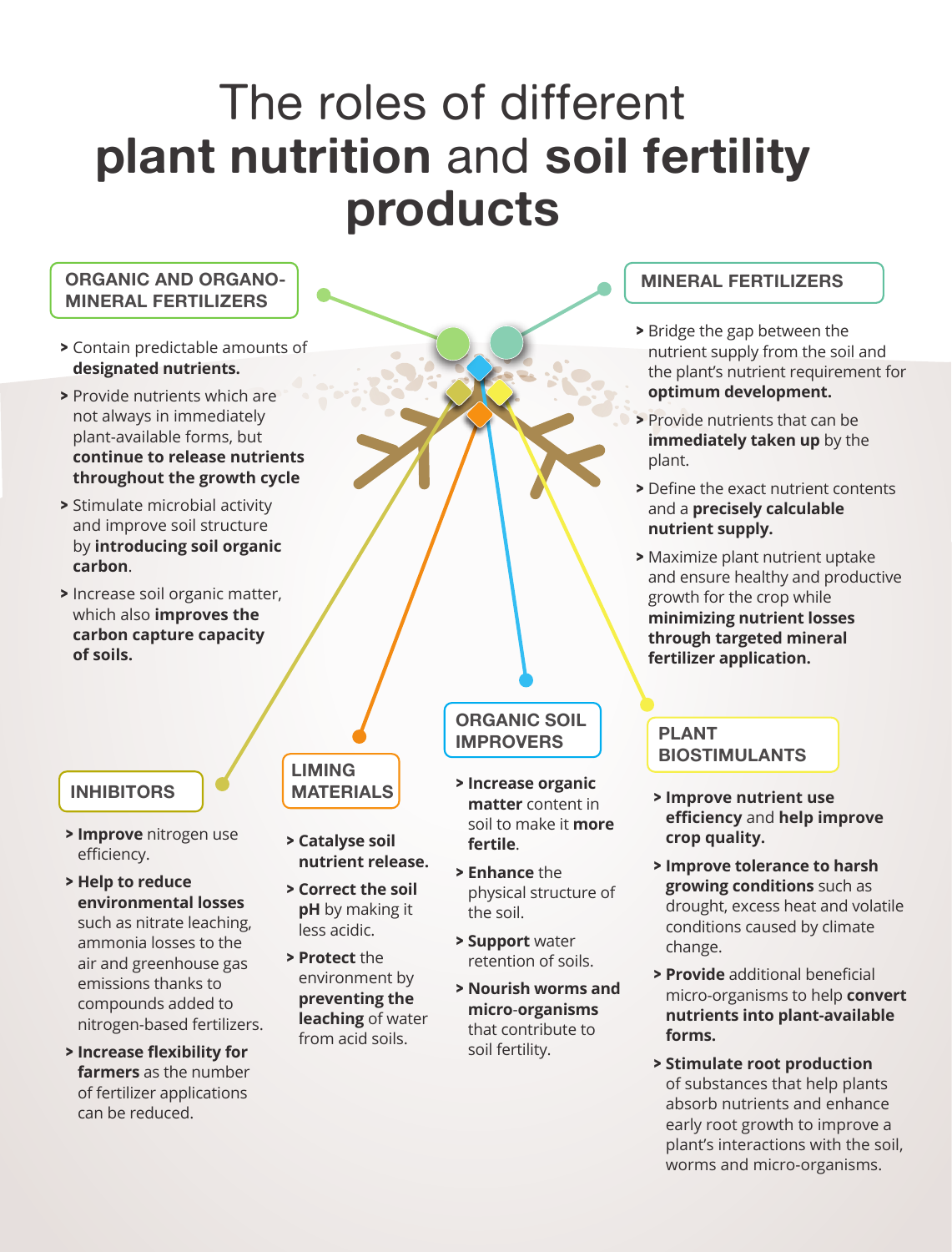# The roles of different **plant nutrition** and **soil fertility products**

## ORGANIC AND ORGANO-MINERAL FERTILIZERS

- Contain predictable amounts of **designated nutrients.**
- Provide nutrients which are not always in immediately plant-available forms, but **continue to release nutrients throughout the growth cycle**
- Stimulate microbial activity and improve soil structure by **introducing soil organic carbon**.
- Increase soil organic matter, which also **improves the carbon capture capacity of soils.**

## MINERAL FERTILIZERS

- Bridge the gap between the nutrient supply from the soil and the plant's nutrient requirement for **optimum development.**
- Provide nutrients that can be **immediately taken up** by the plant.
- Define the exact nutrient contents and a **precisely calculable nutrient supply.**
- Maximize plant nutrient uptake and ensure healthy and productive growth for the crop while **minimizing nutrient losses through targeted mineral fertilizer application.**

## INHIBITORS

- **Improve** nitrogen use efficiency.
- **Help to reduce environmental losses** such as nitrate leaching, ammonia losses to the air and greenhouse gas emissions thanks to compounds added to nitrogen-based fertilizers.
- **Increase flexibility for farmers** as the number of fertilizer applications can be reduced.

## LIMING MATERIALS

- **Catalyse soil nutrient release.**
- **Correct the soil pH** by making it less acidic.
- **Protect** the environment by **preventing the leaching** of water from acid soils.

## ORGANIC SOIL IMPROVERS

- **Increase organic matter** content in soil to make it **more fertile**.
- **Enhance** the physical structure of the soil.
- **Support** water retention of soils.
- **Nourish worms and micro-organisms** that contribute to soil fertility.

## PLANT BIOSTIMULANTS

- **Improve nutrient use efficiency** and **help improve crop quality.**
- **Improve tolerance to harsh growing conditions** such as drought, excess heat and volatile conditions caused by climate change.
- **Provide** additional beneficial micro-organisms to help **convert nutrients into plant-available forms.**
- **Stimulate root production** of substances that help plants absorb nutrients and enhance early root growth to improve a plant's interactions with the soil, worms and micro-organisms.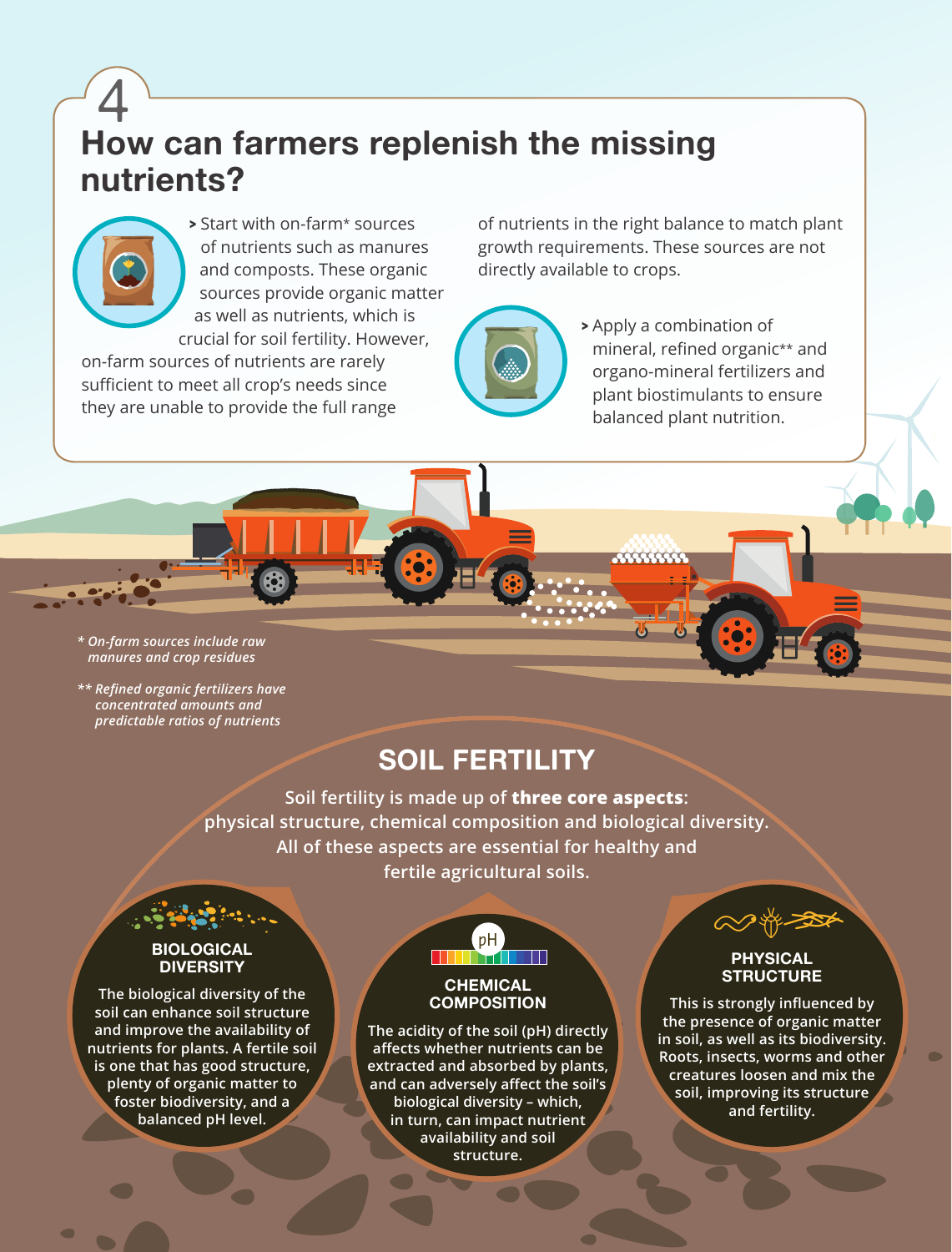# 4

## How can farmers replenish the missing nutrients?

> Start with on-farm* sources of nutrients such as manures and composts. These organic sources provide organic matter as well as nutrients, which is crucial for soil fertility. However, on-farm sources of nutrients are rarely sufficient to meet all crop's needs since they are unable to provide the full range of nutrients in the right balance to match plant growth requirements. These sources are not directly available to crops.

> Apply a combination of mineral, refined organic** and organo-mineral fertilizers and plant biostimulants to ensure balanced plant nutrition.

*\* On-farm sources include raw manures and crop residues*

*\*\* Refined organic fertilizers have concentrated amounts and predictable ratios of nutrients*

## SOIL FERTILITY

Soil fertility is made up of **three core aspects**: physical structure, chemical composition and biological diversity. All of these aspects are essential for healthy and fertile agricultural soils.

### BIOLOGICAL DIVERSITY

The biological diversity of the soil can enhance soil structure and improve the availability of nutrients for plants. A fertile soil is one that has good structure, plenty of organic matter to foster biodiversity, and a balanced pH level.

### CHEMICAL COMPOSITION

The acidity of the soil (pH) directly affects whether nutrients can be extracted and absorbed by plants, and can adversely affect the soil's biological diversity – which, in turn, can impact nutrient availability and soil structure.

### PHYSICAL STRUCTURE

This is strongly influenced by the presence of organic matter in soil, as well as its biodiversity. Roots, insects, worms and other creatures loosen and mix the soil, improving its structure and fertility.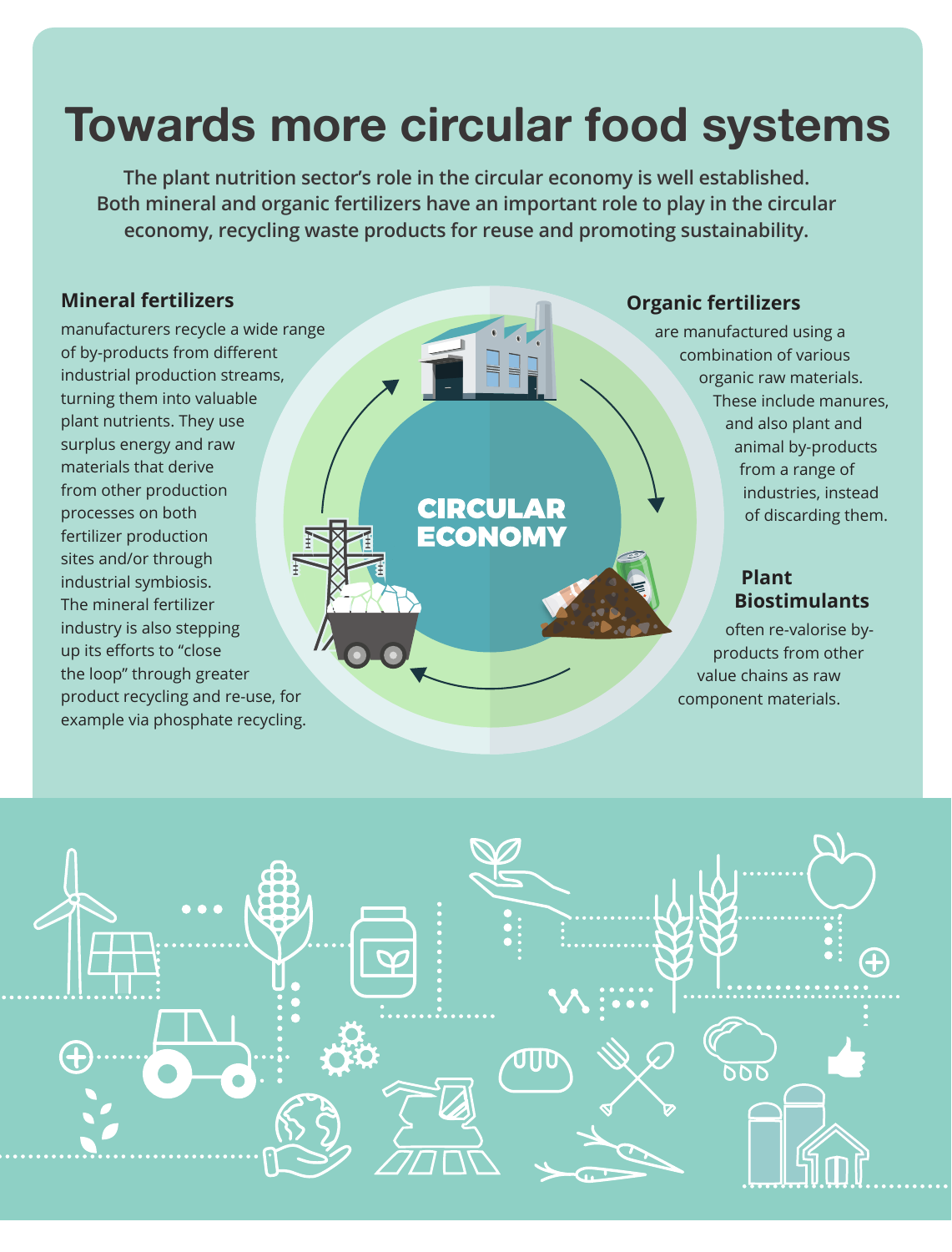# Towards more circular food systems

**The plant nutrition sector's role in the circular economy is well established. Both mineral and organic fertilizers have an important role to play in the circular economy, recycling waste products for reuse and promoting sustainability.**

**CIRCULAR ECONOMY**

### Mineral fertilizers

manufacturers recycle a wide range of by-products from different industrial production streams, turning them into valuable plant nutrients. They use surplus energy and raw materials that derive from other production processes on both fertilizer production sites and/or through industrial symbiosis. The mineral fertilizer industry is also stepping up its efforts to "close the loop" through greater product recycling and re-use, for example via phosphate recycling.

### Organic fertilizers

are manufactured using a combination of various organic raw materials. These include manures, and also plant and animal by-products from a range of industries, instead of discarding them.

### Plant Biostimulants

often re-valorise by-products from other value chains as raw component materials.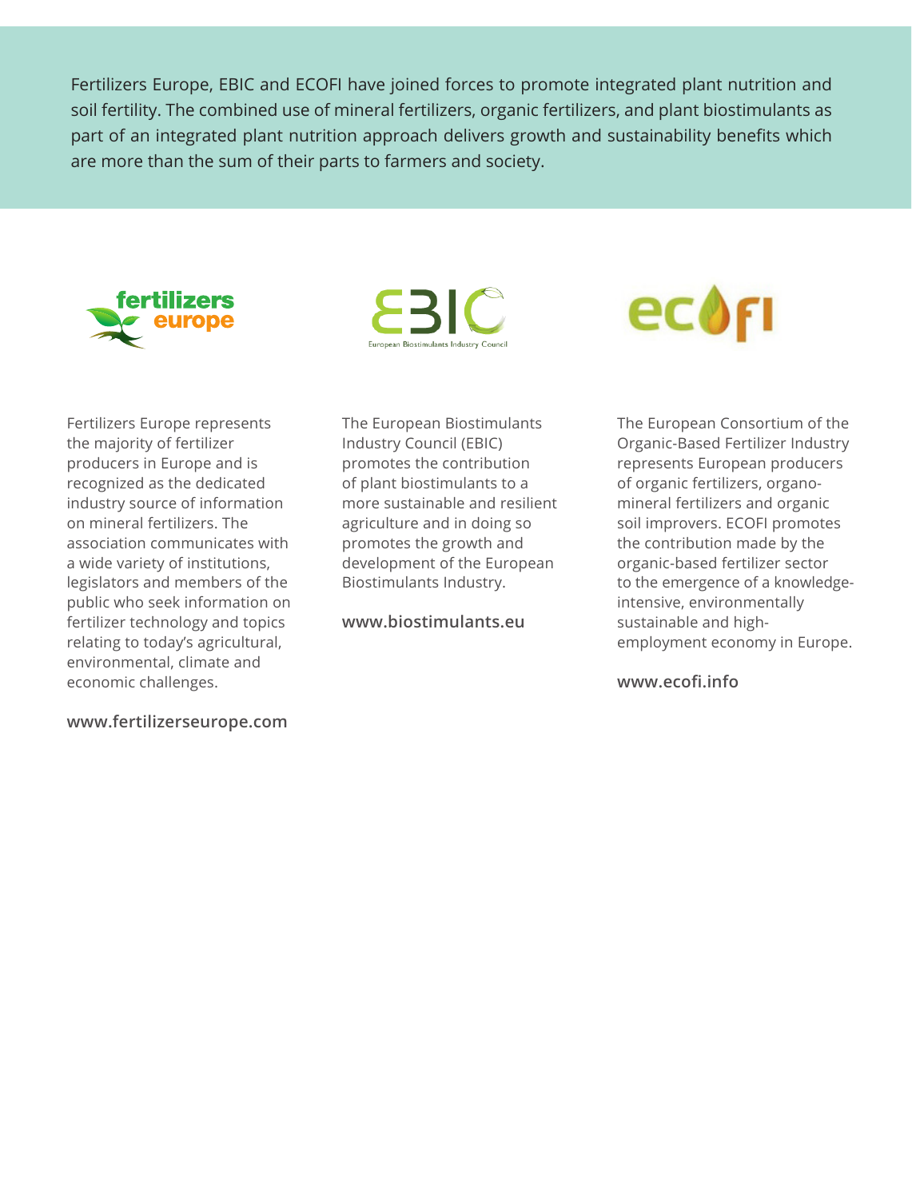Fertilizers Europe, EBIC and ECOFI have joined forces to promote integrated plant nutrition and soil fertility. The combined use of mineral fertilizers, organic fertilizers, and plant biostimulants as part of an integrated plant nutrition approach delivers growth and sustainability benefits which are more than the sum of their parts to farmers and society.

Fertilizers Europe represents the majority of fertilizer producers in Europe and is recognized as the dedicated industry source of information on mineral fertilizers. The association communicates with a wide variety of institutions, legislators and members of the public who seek information on fertilizer technology and topics relating to today's agricultural, environmental, climate and economic challenges.

**www.fertilizerseurope.com**

The European Biostimulants Industry Council (EBIC) promotes the contribution of plant biostimulants to a more sustainable and resilient agriculture and in doing so promotes the growth and development of the European Biostimulants Industry.

**www.biostimulants.eu**

The European Consortium of the Organic-Based Fertilizer Industry represents European producers of organic fertilizers, organo-mineral fertilizers and organic soil improvers. ECOFI promotes the contribution made by the organic-based fertilizer sector to the emergence of a knowledge-intensive, environmentally sustainable and high-employment economy in Europe.

**www.ecofi.info**